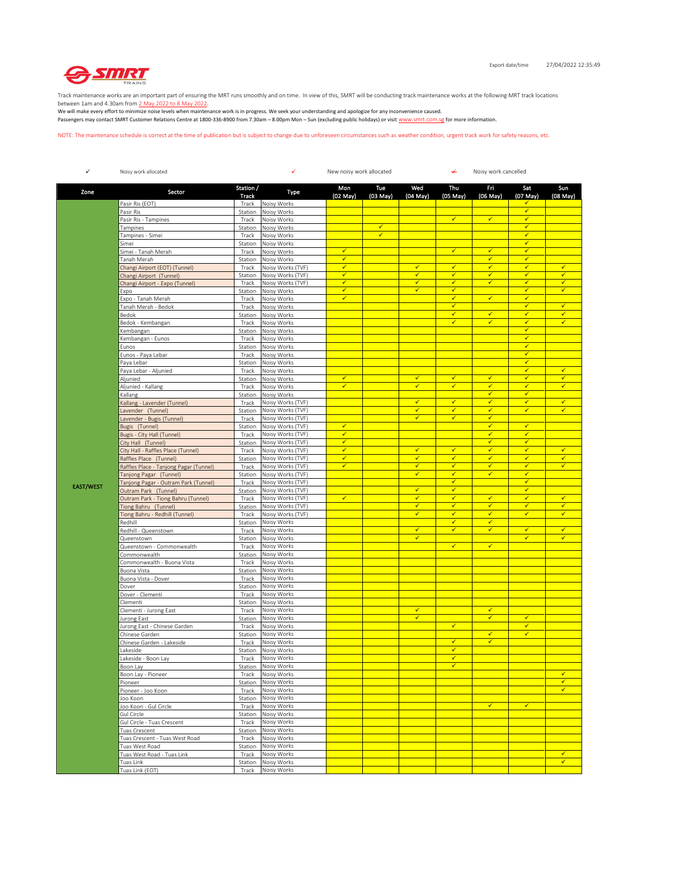Export date/time 27/04/2022 12:35:49

Track maintenance works are an important part of ensuring the MRT runs smoothly and on time. In view of this, SMRT will be conducting track maintenance works at the following MRT track locations between 1am and 4.30am from 2 May 2022 to 8 May 2022.
We will make every effort to minimize noise levels when maintenance work is in progress. We seek your understanding and apologize for any inconvenience caused.
Passengers may contact SMRT Customer Relations Centre at 1800-336-8900 from 7.30am – 8.00pm Mon – Sun (excluding public holidays) or visit www.smrt.com.sg for more information.

NOTE: The maintenance schedule is correct at the time of publication but is subject to change due to unforeseen circumstances such as weather condition, urgent track work for safety reasons, etc.

✓ Noisy work allocated ✓ New noisy work allocated ✓̶ Noisy work cancelled

| Zone | Sector | Station / Track | Type | Mon (02 May) | Tue (03 May) | Wed (04 May) | Thu (05 May) | Fri (06 May) | Sat (07 May) | Sun (08 May) |
|---|---|---|---|---|---|---|---|---|---|---|
| EAST/WEST | Pasir Ris (EOT) | Track | Noisy Works | | | | | | ✓ | |
| | Pasir Ris | Station | Noisy Works | | | | | | ✓ | |
| | Pasir Ris - Tampines | Track | Noisy Works | | | | ✓ | ✓ | ✓ | |
| | Tampines | Station | Noisy Works | | ✓ | | | | ✓ | |
| | Tampines - Simei | Track | Noisy Works | | ✓ | | | | ✓ | |
| | Simei | Station | Noisy Works | | | | | | ✓ | |
| | Simei - Tanah Merah | Track | Noisy Works | ✓ | | | ✓ | ✓ | ✓ | |
| | Tanah Merah | Station | Noisy Works | ✓ | | | | ✓ | ✓ | |
| | Changi Airport (EOT) (Tunnel) | Track | Noisy Works (TVF) | ✓ | | ✓ | ✓ | ✓ | ✓ | ✓ |
| | Changi Airport (Tunnel) | Station | Noisy Works (TVF) | ✓ | | ✓ | ✓ | ✓ | ✓ | ✓ |
| | Changi Airport - Expo (Tunnel) | Track | Noisy Works (TVF) | ✓ | | ✓ | ✓ | ✓ | ✓ | ✓ |
| | Expo | Station | Noisy Works | ✓ | | ✓ | ✓ | | ✓ | ✓ |
| | Expo - Tanah Merah | Track | Noisy Works | ✓ | | | ✓ | ✓ | ✓ | |
| | Tanah Merah - Bedok | Track | Noisy Works | | | | ✓ | | ✓ | ✓ |
| | Bedok | Station | Noisy Works | | | | ✓ | ✓ | ✓ | ✓ |
| | Bedok - Kembangan | Track | Noisy Works | | | | ✓ | ✓ | ✓ | ✓ |
| | Kembangan | Station | Noisy Works | | | | | | ✓ | |
| | Kembangan - Eunos | Track | Noisy Works | | | | | | ✓ | |
| | Eunos | Station | Noisy Works | | | | | | ✓ | |
| | Eunos - Paya Lebar | Track | Noisy Works | | | | | | ✓ | |
| | Paya Lebar | Station | Noisy Works | | | | | | ✓ | |
| | Paya Lebar - Aljunied | Track | Noisy Works | | | | | | ✓ | ✓ |
| | Aljunied | Station | Noisy Works | ✓ | | ✓ | ✓ | ✓ | ✓ | ✓ |
| | Aljunied - Kallang | Track | Noisy Works | ✓ | | ✓ | ✓ | ✓ | ✓ | ✓ |
| | Kallang | Station | Noisy Works | | | | | ✓ | ✓ | |
| | Kallang - Lavender (Tunnel) | Track | Noisy Works (TVF) | | | ✓ | ✓ | ✓ | ✓ | ✓ |
| | Lavender (Tunnel) | Station | Noisy Works (TVF) | | | ✓ | ✓ | ✓ | ✓ | ✓ |
| | Lavender - Bugis (Tunnel) | Track | Noisy Works (TVF) | | | ✓ | ✓ | ✓ | | |
| | Bugis (Tunnel) | Station | Noisy Works (TVF) | ✓ | | | | ✓ | ✓ | |
| | Bugis - City Hall (Tunnel) | Track | Noisy Works (TVF) | ✓ | | | | ✓ | ✓ | |
| | City Hall (Tunnel) | Station | Noisy Works (TVF) | ✓ | | | | ✓ | ✓ | |
| | City Hall - Raffles Place (Tunnel) | Track | Noisy Works (TVF) | ✓ | | ✓ | ✓ | ✓ | ✓ | ✓ |
| | Raffles Place (Tunnel) | Station | Noisy Works (TVF) | ✓ | | ✓ | ✓ | ✓ | ✓ | ✓ |
| | Raffles Place - Tanjong Pagar (Tunnel) | Track | Noisy Works (TVF) | ✓ | | ✓ | ✓ | ✓ | ✓ | ✓ |
| | Tanjong Pagar (Tunnel) | Station | Noisy Works (TVF) | | | ✓ | ✓ | ✓ | ✓ | |
| | Tanjong Pagar - Outram Park (Tunnel) | Track | Noisy Works (TVF) | | | | ✓ | | ✓ | |
| | Outram Park (Tunnel) | Station | Noisy Works (TVF) | | | ✓ | ✓ | | ✓ | |
| | Outram Park - Tiong Bahru (Tunnel) | Track | Noisy Works (TVF) | ✓ | | ✓ | ✓ | ✓ | ✓ | ✓ |
| | Tiong Bahru (Tunnel) | Station | Noisy Works (TVF) | | | ✓ | ✓ | ✓ | ✓ | ✓ |
| | Tiong Bahru - Redhill (Tunnel) | Track | Noisy Works (TVF) | | | ✓ | ✓ | ✓ | ✓ | ✓ |
| | Redhill | Station | Noisy Works | | | | ✓ | ✓ | | |
| | Redhill - Queenstown | Track | Noisy Works | | | ✓ | ✓ | ✓ | ✓ | ✓ |
| | Queenstown | Station | Noisy Works | | | ✓ | | | ✓ | ✓ |
| | Queenstown - Commonwealth | Track | Noisy Works | | | | ✓ | ✓ | | |
| | Commonwealth | Station | Noisy Works | | | | | | | |
| | Commonwealth - Buona Vista | Track | Noisy Works | | | | | | | |
| | Buona Vista | Station | Noisy Works | | | | | | | |
| | Buona Vista - Dover | Track | Noisy Works | | | | | | | |
| | Dover | Station | Noisy Works | | | | | | | |
| | Dover - Clementi | Track | Noisy Works | | | | | | | |
| | Clementi | Station | Noisy Works | | | | | | | |
| | Clementi - Jurong East | Track | Noisy Works | | | ✓ | | ✓ | | |
| | Jurong East | Station | Noisy Works | | | ✓ | | ✓ | ✓ | |
| | Jurong East - Chinese Garden | Track | Noisy Works | | | | ✓ | | ✓ | |
| | Chinese Garden | Station | Noisy Works | | | | | ✓ | ✓ | |
| | Chinese Garden - Lakeside | Track | Noisy Works | | | | ✓ | ✓ | | |
| | Lakeside | Station | Noisy Works | | | | ✓ | | | |
| | Lakeside - Boon Lay | Track | Noisy Works | | | | ✓ | | | |
| | Boon Lay | Station | Noisy Works | | | | ✓ | | | |
| | Boon Lay - Pioneer | Track | Noisy Works | | | | | | | ✓ |
| | Pioneer | Station | Noisy Works | | | | | | | ✓ |
| | Pioneer - Joo Koon | Track | Noisy Works | | | | | | | ✓ |
| | Joo Koon | Station | Noisy Works | | | | | | | |
| | Joo Koon - Gul Circle | Track | Noisy Works | | | | | ✓ | ✓ | |
| | Gul Circle | Station | Noisy Works | | | | | | | |
| | Gul Circle - Tuas Crescent | Track | Noisy Works | | | | | | | |
| | Tuas Crescent | Station | Noisy Works | | | | | | | |
| | Tuas Crescent - Tuas West Road | Track | Noisy Works | | | | | | | |
| | Tuas West Road | Station | Noisy Works | | | | | | | |
| | Tuas West Road - Tuas Link | Track | Noisy Works | | | | | | | ✓ |
| | Tuas Link | Station | Noisy Works | | | | | | | ✓ |
| | Tuas Link (EOT) | Track | Noisy Works | | | | | | | |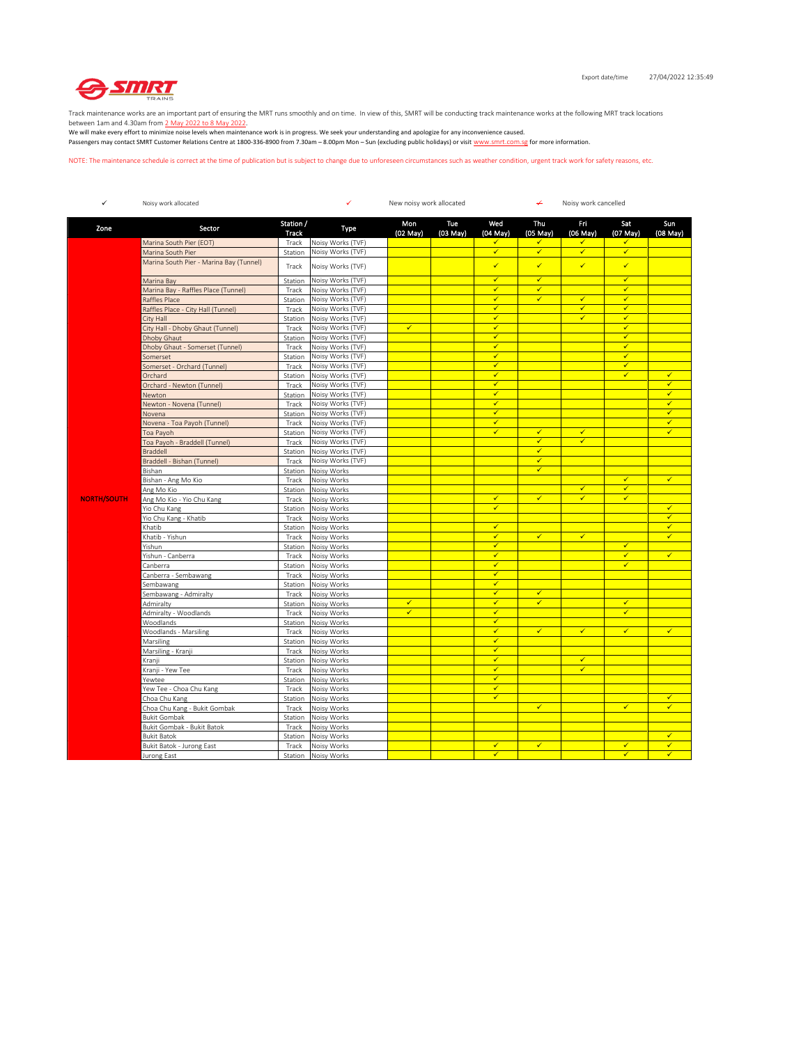Export date/time 27/04/2022 12:35:49

Track maintenance works are an important part of ensuring the MRT runs smoothly and on time. In view of this, SMRT will be conducting track maintenance works at the following MRT track locations between 1am and 4.30am from 2 May 2022 to 8 May 2022.
We will make every effort to minimize noise levels when maintenance work is in progress. We seek your understanding and apologize for any inconvenience caused.
Passengers may contact SMRT Customer Relations Centre at 1800-336-8900 from 7.30am – 8.00pm Mon – Sun (excluding public holidays) or visit www.smrt.com.sg for more information.

NOTE: The maintenance schedule is correct at the time of publication but is subject to change due to unforeseen circumstances such as weather condition, urgent track work for safety reasons, etc.

✓ Noisy work allocated ✓ New noisy work allocated ✗ Noisy work cancelled

| Zone | Sector | Station / Track | Type | Mon (02 May) | Tue (03 May) | Wed (04 May) | Thu (05 May) | Fri (06 May) | Sat (07 May) | Sun (08 May) |
|---|---|---|---|---|---|---|---|---|---|---|
| NORTH/SOUTH | Marina South Pier (EOT) | Track | Noisy Works (TVF) | | | ✓ | ✓ | ✓ | ✓ | |
| | Marina South Pier | Station | Noisy Works (TVF) | | | ✓ | ✓ | ✓ | ✓ | |
| | Marina South Pier - Marina Bay (Tunnel) | Track | Noisy Works (TVF) | | | ✓ | ✓ | ✓ | ✓ | |
| | Marina Bay | Station | Noisy Works (TVF) | | | ✓ | ✓ | | ✓ | |
| | Marina Bay - Raffles Place (Tunnel) | Track | Noisy Works (TVF) | | | ✓ | ✓ | | ✓ | |
| | Raffles Place | Station | Noisy Works (TVF) | | | ✓ | ✓ | ✓ | ✓ | |
| | Raffles Place - City Hall (Tunnel) | Track | Noisy Works (TVF) | | | ✓ | | ✓ | ✓ | |
| | City Hall | Station | Noisy Works (TVF) | | | ✓ | | ✓ | ✓ | |
| | City Hall - Dhoby Ghaut (Tunnel) | Track | Noisy Works (TVF) | ✓ | | ✓ | | | ✓ | |
| | Dhoby Ghaut | Station | Noisy Works (TVF) | | | ✓ | | | ✓ | |
| | Dhoby Ghaut - Somerset (Tunnel) | Track | Noisy Works (TVF) | | | ✓ | | | ✓ | |
| | Somerset | Station | Noisy Works (TVF) | | | ✓ | | | ✓ | |
| | Somerset - Orchard (Tunnel) | Track | Noisy Works (TVF) | | | ✓ | | | ✓ | |
| | Orchard | Station | Noisy Works (TVF) | | | ✓ | | | ✓ | ✓ |
| | Orchard - Newton (Tunnel) | Track | Noisy Works (TVF) | | | ✓ | | | | ✓ |
| | Newton | Station | Noisy Works (TVF) | | | ✓ | | | | ✓ |
| | Newton - Novena (Tunnel) | Track | Noisy Works (TVF) | | | ✓ | | | | ✓ |
| | Novena | Station | Noisy Works (TVF) | | | ✓ | | | | ✓ |
| | Novena - Toa Payoh (Tunnel) | Track | Noisy Works (TVF) | | | ✓ | | | | ✓ |
| | Toa Payoh | Station | Noisy Works (TVF) | | | ✓ | ✓ | ✓ | | ✓ |
| | Toa Payoh - Braddell (Tunnel) | Track | Noisy Works (TVF) | | | | ✓ | ✓ | | |
| | Braddell | Station | Noisy Works (TVF) | | | | ✓ | | | |
| | Braddell - Bishan (Tunnel) | Track | Noisy Works (TVF) | | | | ✓ | | | |
| | Bishan | Station | Noisy Works | | | | ✓ | | | |
| | Bishan - Ang Mo Kio | Track | Noisy Works | | | | | | ✓ | ✓ |
| | Ang Mo Kio | Station | Noisy Works | | | | | ✓ | ✓ | |
| | Ang Mo Kio - Yio Chu Kang | Track | Noisy Works | | | ✓ | ✓ | ✓ | ✓ | |
| | Yio Chu Kang | Station | Noisy Works | | | ✓ | | | | ✓ |
| | Yio Chu Kang - Khatib | Track | Noisy Works | | | | | | | ✓ |
| | Khatib | Station | Noisy Works | | | ✓ | | | | ✓ |
| | Khatib - Yishun | Track | Noisy Works | | | ✓ | ✓ | ✓ | | ✓ |
| | Yishun | Station | Noisy Works | | | ✓ | | | ✓ | |
| | Yishun - Canberra | Track | Noisy Works | | | ✓ | | | ✓ | ✓ |
| | Canberra | Station | Noisy Works | | | ✓ | | | ✓ | |
| | Canberra - Sembawang | Track | Noisy Works | | | ✓ | | | | |
| | Sembawang | Station | Noisy Works | | | ✓ | | | | |
| | Sembawang - Admiralty | Track | Noisy Works | | | ✓ | ✓ | | | |
| | Admiralty | Station | Noisy Works | ✓ | | ✓ | ✓ | | ✓ | |
| | Admiralty - Woodlands | Track | Noisy Works | ✓ | | ✓ | | | ✓ | |
| | Woodlands | Station | Noisy Works | | | ✓ | | | | |
| | Woodlands - Marsiling | Track | Noisy Works | | | ✓ | ✓ | ✓ | ✓ | ✓ |
| | Marsiling | Station | Noisy Works | | | ✓ | | | | |
| | Marsiling - Kranji | Track | Noisy Works | | | ✓ | | | | |
| | Kranji | Station | Noisy Works | | | ✓ | | ✓ | | |
| | Kranji - Yew Tee | Track | Noisy Works | | | ✓ | | ✓ | | |
| | Yewtee | Station | Noisy Works | | | ✓ | | | | |
| | Yew Tee - Choa Chu Kang | Track | Noisy Works | | | ✓ | | | | |
| | Choa Chu Kang | Station | Noisy Works | | | ✓ | | | | ✓ |
| | Choa Chu Kang - Bukit Gombak | Track | Noisy Works | | | | ✓ | | ✓ | ✓ |
| | Bukit Gombak | Station | Noisy Works | | | | | | | |
| | Bukit Gombak - Bukit Batok | Track | Noisy Works | | | | | | | |
| | Bukit Batok | Station | Noisy Works | | | | | | | ✓ |
| | Bukit Batok - Jurong East | Track | Noisy Works | | | ✓ | ✓ | | ✓ | ✓ |
| | Jurong East | Station | Noisy Works | | | ✓ | | | ✓ | ✓ |